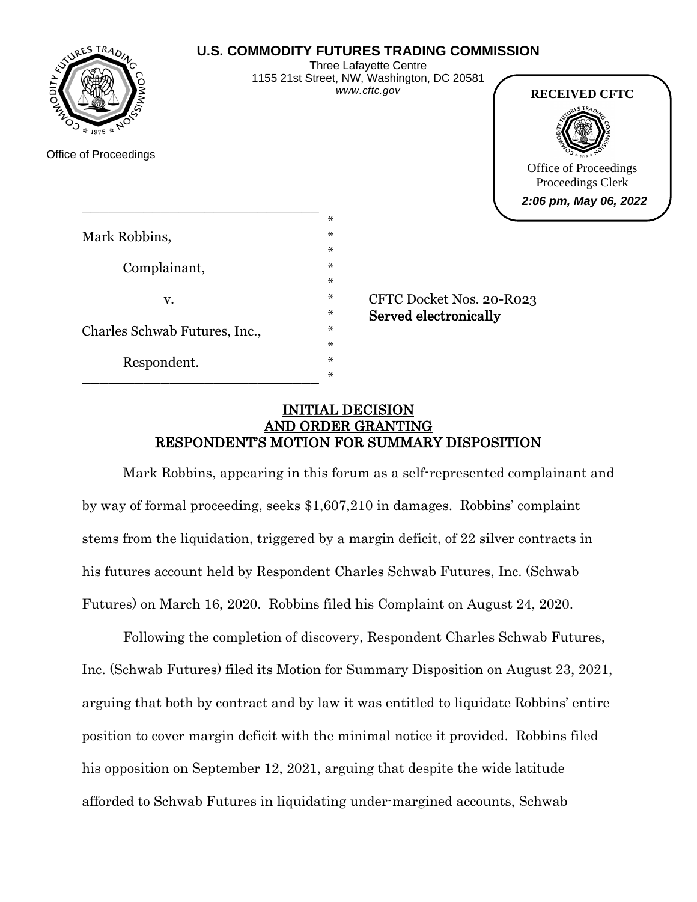**U.S. COMMODITY FUTURES TRADING COMMISSION**
Three Lafayette Centre
1155 21st Street, NW, Washington, DC 20581
*www.cftc.gov*

Office of Proceedings

**RECEIVED CFTC**
Office of Proceedings
Proceedings Clerk
***2:06 pm, May 06, 2022***

Mark Robbins,

Complainant,

v.

Charles Schwab Futures, Inc.,

Respondent.

CFTC Docket Nos. 20-R023
**Served electronically**

## INITIAL DECISION AND ORDER GRANTING RESPONDENT'S MOTION FOR SUMMARY DISPOSITION

Mark Robbins, appearing in this forum as a self-represented complainant and by way of formal proceeding, seeks $1,607,210 in damages. Robbins' complaint stems from the liquidation, triggered by a margin deficit, of 22 silver contracts in his futures account held by Respondent Charles Schwab Futures, Inc. (Schwab Futures) on March 16, 2020. Robbins filed his Complaint on August 24, 2020.

Following the completion of discovery, Respondent Charles Schwab Futures, Inc. (Schwab Futures) filed its Motion for Summary Disposition on August 23, 2021, arguing that both by contract and by law it was entitled to liquidate Robbins' entire position to cover margin deficit with the minimal notice it provided. Robbins filed his opposition on September 12, 2021, arguing that despite the wide latitude afforded to Schwab Futures in liquidating under-margined accounts, Schwab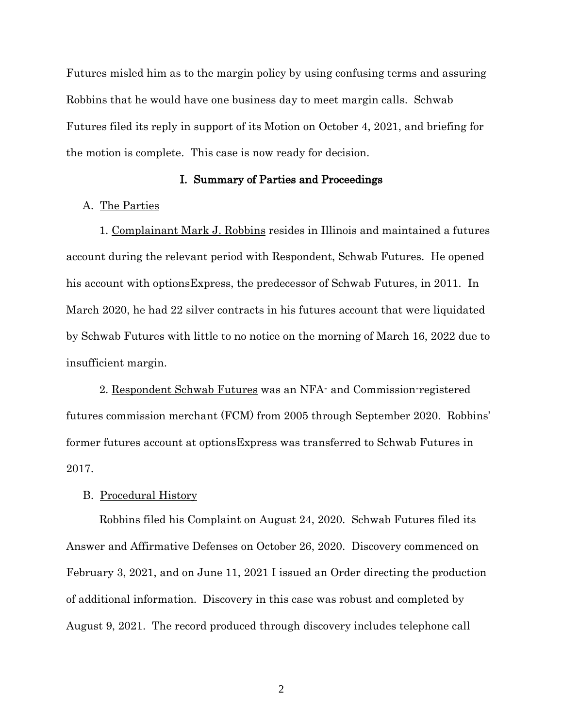Futures misled him as to the margin policy by using confusing terms and assuring Robbins that he would have one business day to meet margin calls. Schwab Futures filed its reply in support of its Motion on October 4, 2021, and briefing for the motion is complete. This case is now ready for decision.

## I. Summary of Parties and Proceedings

### A. The Parties

1. Complainant Mark J. Robbins resides in Illinois and maintained a futures account during the relevant period with Respondent, Schwab Futures. He opened his account with optionsExpress, the predecessor of Schwab Futures, in 2011. In March 2020, he had 22 silver contracts in his futures account that were liquidated by Schwab Futures with little to no notice on the morning of March 16, 2022 due to insufficient margin.

2. Respondent Schwab Futures was an NFA- and Commission-registered futures commission merchant (FCM) from 2005 through September 2020. Robbins' former futures account at optionsExpress was transferred to Schwab Futures in 2017.

### B. Procedural History

Robbins filed his Complaint on August 24, 2020. Schwab Futures filed its Answer and Affirmative Defenses on October 26, 2020. Discovery commenced on February 3, 2021, and on June 11, 2021 I issued an Order directing the production of additional information. Discovery in this case was robust and completed by August 9, 2021. The record produced through discovery includes telephone call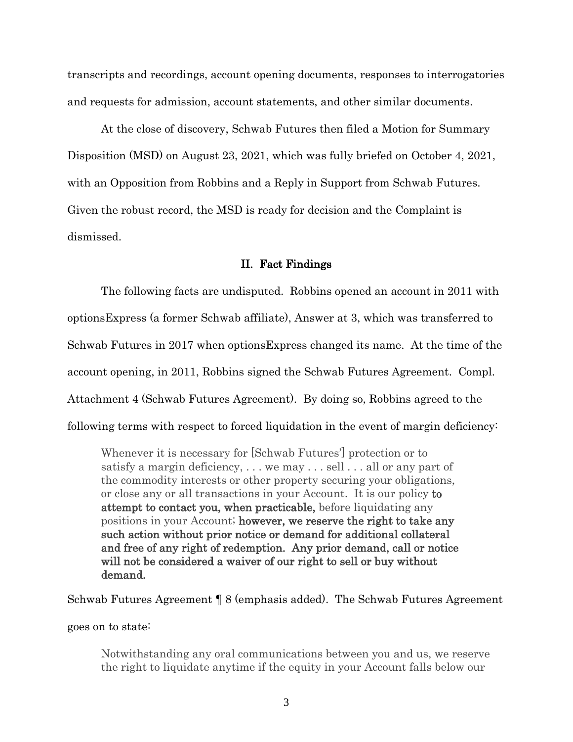transcripts and recordings, account opening documents, responses to interrogatories and requests for admission, account statements, and other similar documents.

At the close of discovery, Schwab Futures then filed a Motion for Summary Disposition (MSD) on August 23, 2021, which was fully briefed on October 4, 2021, with an Opposition from Robbins and a Reply in Support from Schwab Futures. Given the robust record, the MSD is ready for decision and the Complaint is dismissed.

## II. Fact Findings

The following facts are undisputed. Robbins opened an account in 2011 with optionsExpress (a former Schwab affiliate), Answer at 3, which was transferred to Schwab Futures in 2017 when optionsExpress changed its name. At the time of the account opening, in 2011, Robbins signed the Schwab Futures Agreement. Compl. Attachment 4 (Schwab Futures Agreement). By doing so, Robbins agreed to the following terms with respect to forced liquidation in the event of margin deficiency:

> Whenever it is necessary for [Schwab Futures'] protection or to satisfy a margin deficiency, . . . we may . . . sell . . . all or any part of the commodity interests or other property securing your obligations, or close any or all transactions in your Account. It is our policy **to attempt to contact you, when practicable,** before liquidating any positions in your Account; **however, we reserve the right to take any such action without prior notice or demand for additional collateral and free of any right of redemption. Any prior demand, call or notice will not be considered a waiver of our right to sell or buy without demand.**

Schwab Futures Agreement ¶ 8 (emphasis added). The Schwab Futures Agreement goes on to state:

> Notwithstanding any oral communications between you and us, we reserve the right to liquidate anytime if the equity in your Account falls below our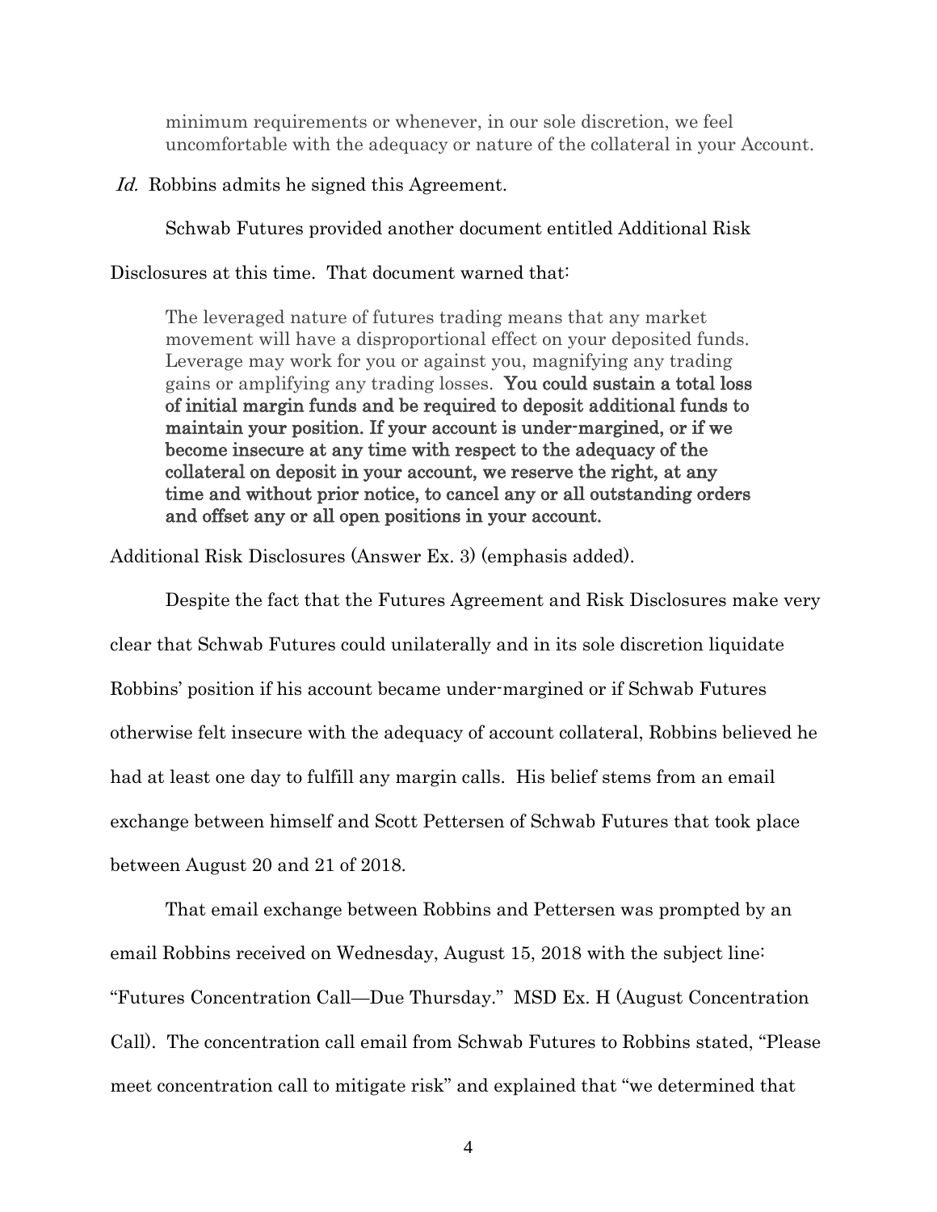> minimum requirements or whenever, in our sole discretion, we feel uncomfortable with the adequacy or nature of the collateral in your Account.

*Id.* Robbins admits he signed this Agreement.

Schwab Futures provided another document entitled Additional Risk Disclosures at this time. That document warned that:

> The leveraged nature of futures trading means that any market movement will have a disproportional effect on your deposited funds. Leverage may work for you or against you, magnifying any trading gains or amplifying any trading losses. **You could sustain a total loss of initial margin funds and be required to deposit additional funds to maintain your position. If your account is under-margined, or if we become insecure at any time with respect to the adequacy of the collateral on deposit in your account, we reserve the right, at any time and without prior notice, to cancel any or all outstanding orders and offset any or all open positions in your account.**

Additional Risk Disclosures (Answer Ex. 3) (emphasis added).

Despite the fact that the Futures Agreement and Risk Disclosures make very clear that Schwab Futures could unilaterally and in its sole discretion liquidate Robbins' position if his account became under-margined or if Schwab Futures otherwise felt insecure with the adequacy of account collateral, Robbins believed he had at least one day to fulfill any margin calls. His belief stems from an email exchange between himself and Scott Pettersen of Schwab Futures that took place between August 20 and 21 of 2018.

That email exchange between Robbins and Pettersen was prompted by an email Robbins received on Wednesday, August 15, 2018 with the subject line: "Futures Concentration Call—Due Thursday." MSD Ex. H (August Concentration Call). The concentration call email from Schwab Futures to Robbins stated, "Please meet concentration call to mitigate risk" and explained that "we determined that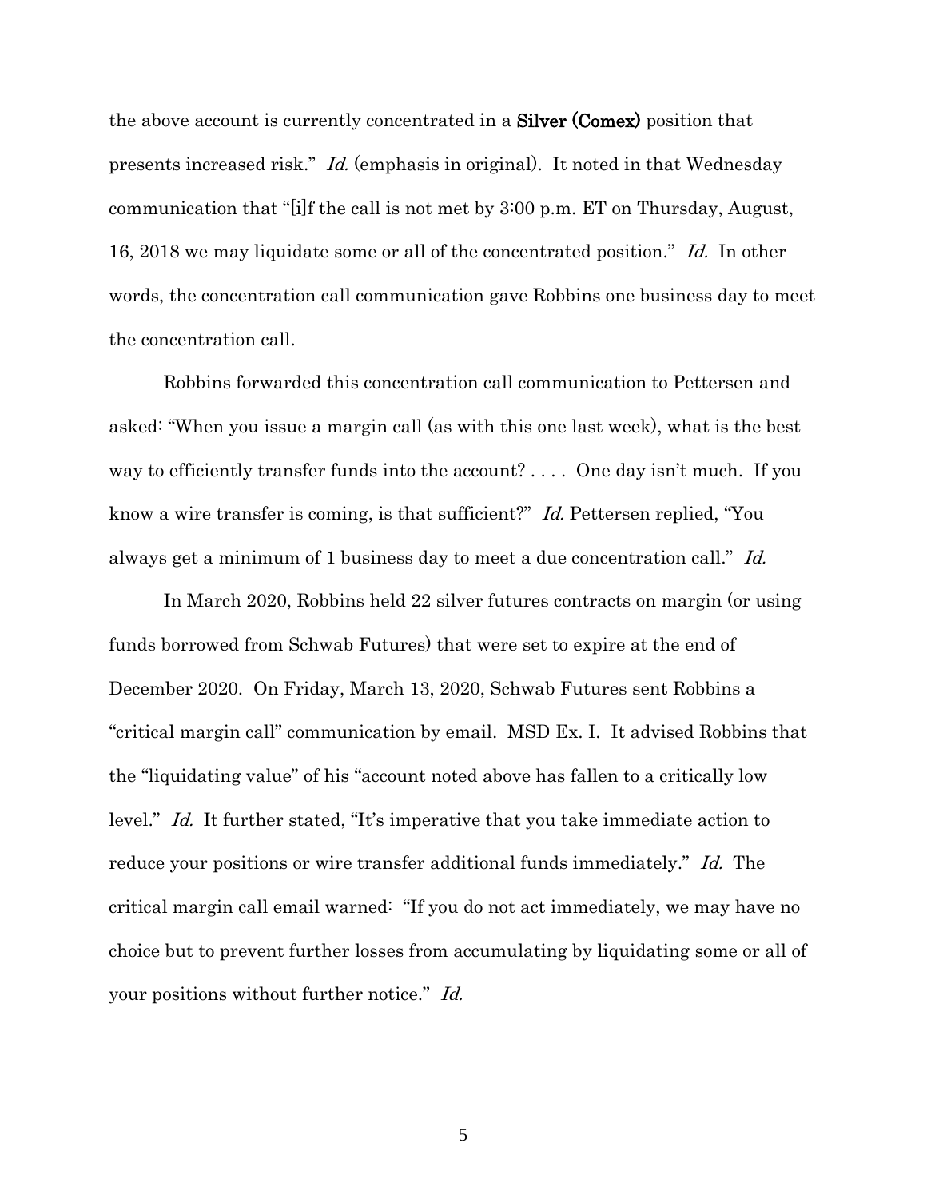the above account is currently concentrated in a **Silver (Comex)** position that presents increased risk." *Id.* (emphasis in original). It noted in that Wednesday communication that "[i]f the call is not met by 3:00 p.m. ET on Thursday, August, 16, 2018 we may liquidate some or all of the concentrated position." *Id.* In other words, the concentration call communication gave Robbins one business day to meet the concentration call.

Robbins forwarded this concentration call communication to Pettersen and asked: "When you issue a margin call (as with this one last week), what is the best way to efficiently transfer funds into the account? . . . . One day isn't much. If you know a wire transfer is coming, is that sufficient?" *Id.* Pettersen replied, "You always get a minimum of 1 business day to meet a due concentration call." *Id.*

In March 2020, Robbins held 22 silver futures contracts on margin (or using funds borrowed from Schwab Futures) that were set to expire at the end of December 2020. On Friday, March 13, 2020, Schwab Futures sent Robbins a "critical margin call" communication by email. MSD Ex. I. It advised Robbins that the "liquidating value" of his "account noted above has fallen to a critically low level." *Id.* It further stated, "It's imperative that you take immediate action to reduce your positions or wire transfer additional funds immediately." *Id.* The critical margin call email warned: "If you do not act immediately, we may have no choice but to prevent further losses from accumulating by liquidating some or all of your positions without further notice." *Id.*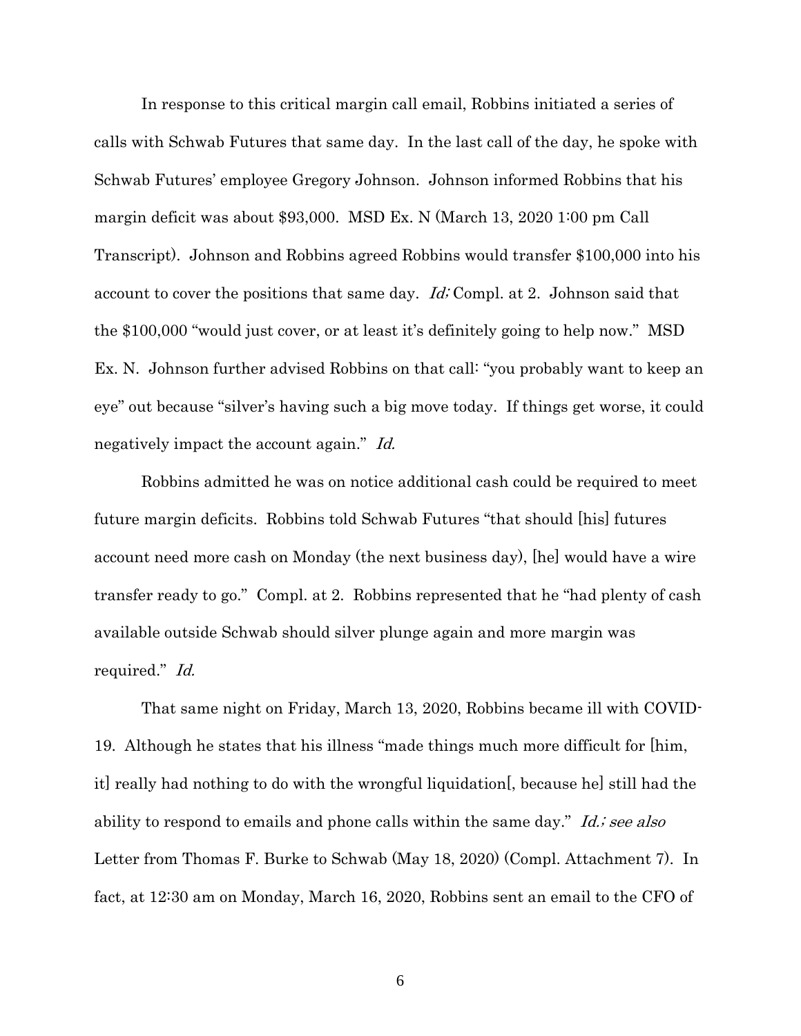In response to this critical margin call email, Robbins initiated a series of calls with Schwab Futures that same day. In the last call of the day, he spoke with Schwab Futures' employee Gregory Johnson. Johnson informed Robbins that his margin deficit was about $93,000. MSD Ex. N (March 13, 2020 1:00 pm Call Transcript). Johnson and Robbins agreed Robbins would transfer $100,000 into his account to cover the positions that same day. *Id;* Compl. at 2. Johnson said that the $100,000 "would just cover, or at least it's definitely going to help now." MSD Ex. N. Johnson further advised Robbins on that call: "you probably want to keep an eye" out because "silver's having such a big move today. If things get worse, it could negatively impact the account again." *Id.*

Robbins admitted he was on notice additional cash could be required to meet future margin deficits. Robbins told Schwab Futures "that should [his] futures account need more cash on Monday (the next business day), [he] would have a wire transfer ready to go." Compl. at 2. Robbins represented that he "had plenty of cash available outside Schwab should silver plunge again and more margin was required." *Id.*

That same night on Friday, March 13, 2020, Robbins became ill with COVID-19. Although he states that his illness "made things much more difficult for [him, it] really had nothing to do with the wrongful liquidation[, because he] still had the ability to respond to emails and phone calls within the same day." *Id.; see also* Letter from Thomas F. Burke to Schwab (May 18, 2020) (Compl. Attachment 7). In fact, at 12:30 am on Monday, March 16, 2020, Robbins sent an email to the CFO of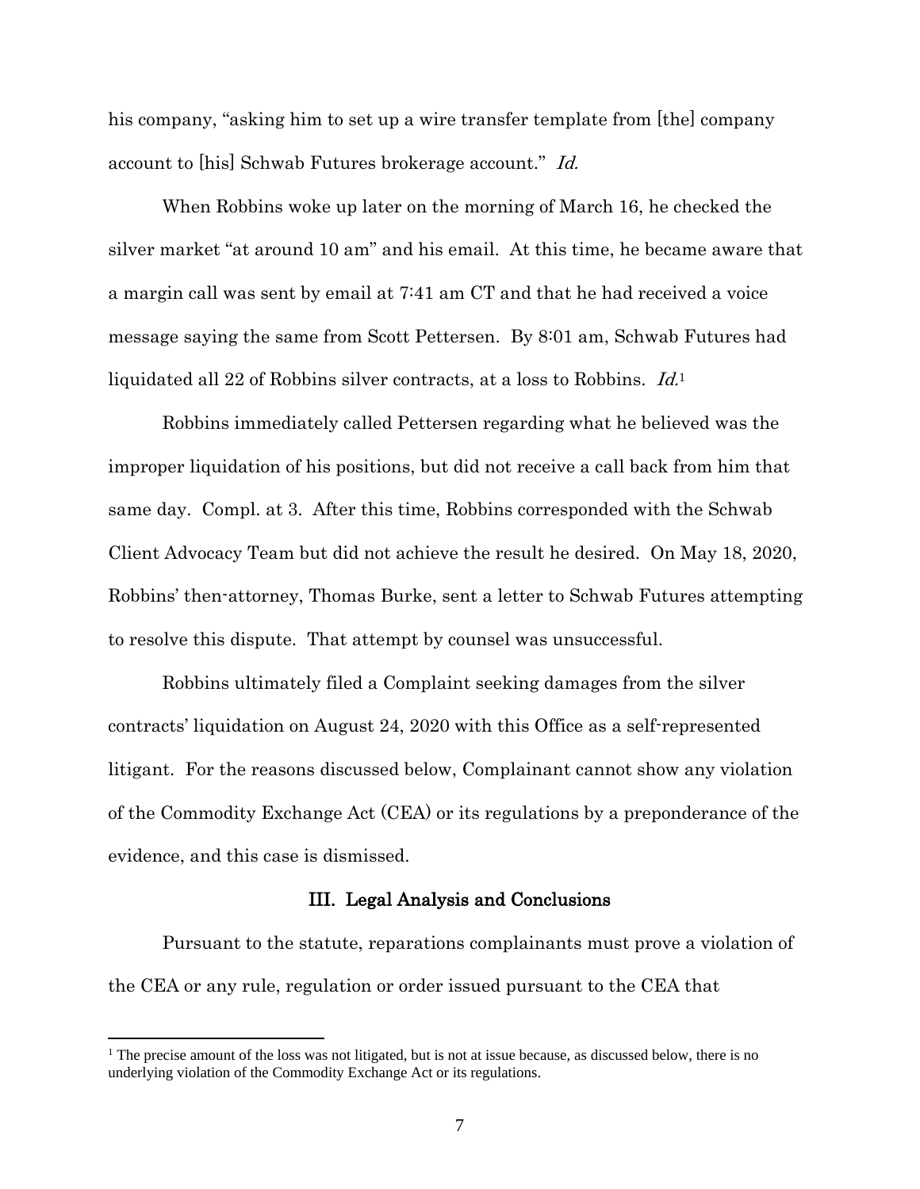his company, "asking him to set up a wire transfer template from [the] company account to [his] Schwab Futures brokerage account." *Id.*

When Robbins woke up later on the morning of March 16, he checked the silver market "at around 10 am" and his email. At this time, he became aware that a margin call was sent by email at 7:41 am CT and that he had received a voice message saying the same from Scott Pettersen. By 8:01 am, Schwab Futures had liquidated all 22 of Robbins silver contracts, at a loss to Robbins. *Id.*[1]

Robbins immediately called Pettersen regarding what he believed was the improper liquidation of his positions, but did not receive a call back from him that same day. Compl. at 3. After this time, Robbins corresponded with the Schwab Client Advocacy Team but did not achieve the result he desired. On May 18, 2020, Robbins' then-attorney, Thomas Burke, sent a letter to Schwab Futures attempting to resolve this dispute. That attempt by counsel was unsuccessful.

Robbins ultimately filed a Complaint seeking damages from the silver contracts' liquidation on August 24, 2020 with this Office as a self-represented litigant. For the reasons discussed below, Complainant cannot show any violation of the Commodity Exchange Act (CEA) or its regulations by a preponderance of the evidence, and this case is dismissed.

## III. Legal Analysis and Conclusions

Pursuant to the statute, reparations complainants must prove a violation of the CEA or any rule, regulation or order issued pursuant to the CEA that

---

[1] The precise amount of the loss was not litigated, but is not at issue because, as discussed below, there is no underlying violation of the Commodity Exchange Act or its regulations.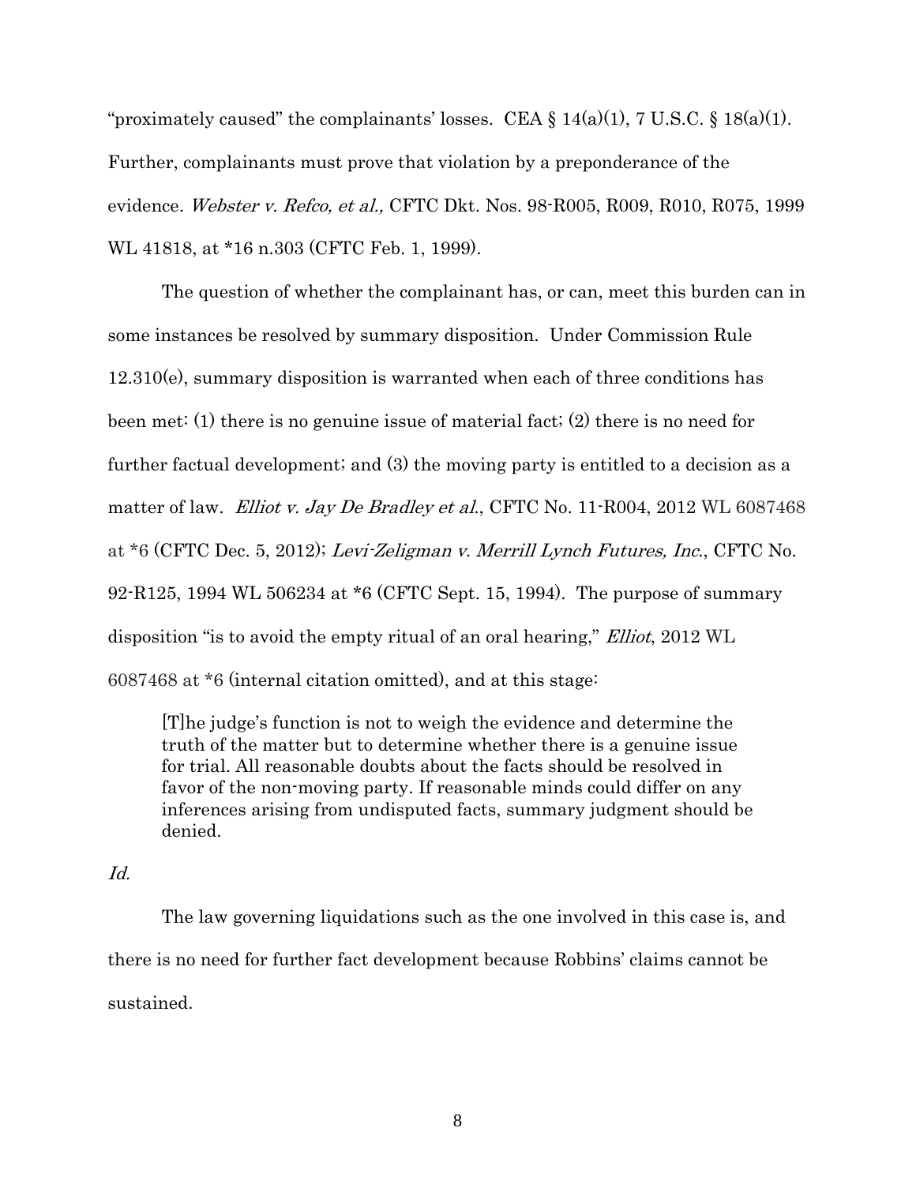"proximately caused" the complainants' losses. CEA § 14(a)(1), 7 U.S.C. § 18(a)(1). Further, complainants must prove that violation by a preponderance of the evidence. *Webster v. Refco, et al.,* CFTC Dkt. Nos. 98-R005, R009, R010, R075, 1999 WL 41818, at *16 n.303 (CFTC Feb. 1, 1999).

The question of whether the complainant has, or can, meet this burden can in some instances be resolved by summary disposition. Under Commission Rule 12.310(e), summary disposition is warranted when each of three conditions has been met: (1) there is no genuine issue of material fact; (2) there is no need for further factual development; and (3) the moving party is entitled to a decision as a matter of law. *Elliot v. Jay De Bradley et al.*, CFTC No. 11-R004, 2012 WL 6087468 at *6 (CFTC Dec. 5, 2012); *Levi-Zeligman v. Merrill Lynch Futures, Inc.*, CFTC No. 92-R125, 1994 WL 506234 at *6 (CFTC Sept. 15, 1994). The purpose of summary disposition "is to avoid the empty ritual of an oral hearing," *Elliot*, 2012 WL 6087468 at *6 (internal citation omitted), and at this stage:

> [T]he judge's function is not to weigh the evidence and determine the truth of the matter but to determine whether there is a genuine issue for trial. All reasonable doubts about the facts should be resolved in favor of the non-moving party. If reasonable minds could differ on any inferences arising from undisputed facts, summary judgment should be denied.

*Id.*

The law governing liquidations such as the one involved in this case is, and there is no need for further fact development because Robbins' claims cannot be sustained.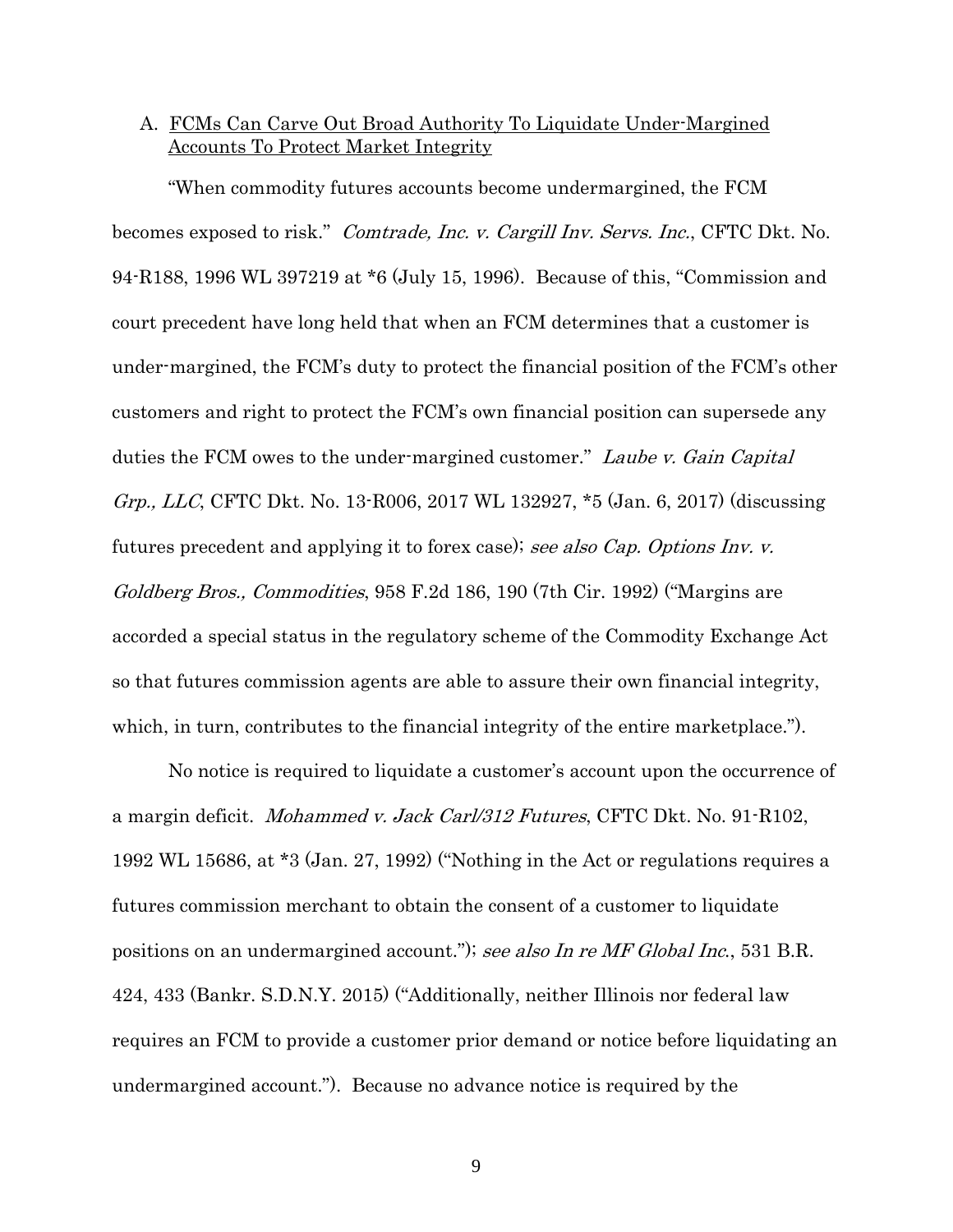A. <u>FCMs Can Carve Out Broad Authority To Liquidate Under-Margined Accounts To Protect Market Integrity</u>

"When commodity futures accounts become undermargined, the FCM becomes exposed to risk." *Comtrade, Inc. v. Cargill Inv. Servs. Inc.*, CFTC Dkt. No. 94-R188, 1996 WL 397219 at *6 (July 15, 1996). Because of this, "Commission and court precedent have long held that when an FCM determines that a customer is under-margined, the FCM's duty to protect the financial position of the FCM's other customers and right to protect the FCM's own financial position can supersede any duties the FCM owes to the under-margined customer." *Laube v. Gain Capital Grp., LLC*, CFTC Dkt. No. 13-R006, 2017 WL 132927, *5 (Jan. 6, 2017) (discussing futures precedent and applying it to forex case); *see also Cap. Options Inv. v. Goldberg Bros., Commodities*, 958 F.2d 186, 190 (7th Cir. 1992) ("Margins are accorded a special status in the regulatory scheme of the Commodity Exchange Act so that futures commission agents are able to assure their own financial integrity, which, in turn, contributes to the financial integrity of the entire marketplace.").

No notice is required to liquidate a customer's account upon the occurrence of a margin deficit. *Mohammed v. Jack Carl/312 Futures*, CFTC Dkt. No. 91-R102, 1992 WL 15686, at *3 (Jan. 27, 1992) ("Nothing in the Act or regulations requires a futures commission merchant to obtain the consent of a customer to liquidate positions on an undermargined account."); *see also In re MF Global Inc.*, 531 B.R. 424, 433 (Bankr. S.D.N.Y. 2015) ("Additionally, neither Illinois nor federal law requires an FCM to provide a customer prior demand or notice before liquidating an undermargined account."). Because no advance notice is required by the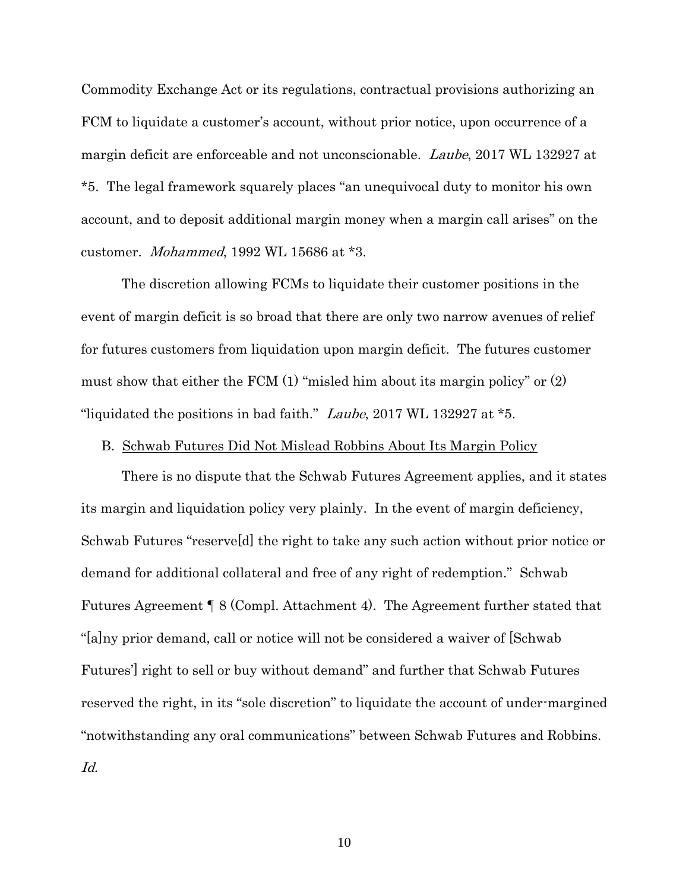Commodity Exchange Act or its regulations, contractual provisions authorizing an FCM to liquidate a customer's account, without prior notice, upon occurrence of a margin deficit are enforceable and not unconscionable. *Laube*, 2017 WL 132927 at *5. The legal framework squarely places "an unequivocal duty to monitor his own account, and to deposit additional margin money when a margin call arises" on the customer. *Mohammed*, 1992 WL 15686 at *3.

The discretion allowing FCMs to liquidate their customer positions in the event of margin deficit is so broad that there are only two narrow avenues of relief for futures customers from liquidation upon margin deficit. The futures customer must show that either the FCM (1) "misled him about its margin policy" or (2) "liquidated the positions in bad faith." *Laube*, 2017 WL 132927 at *5.

B. <u>Schwab Futures Did Not Mislead Robbins About Its Margin Policy</u>

There is no dispute that the Schwab Futures Agreement applies, and it states its margin and liquidation policy very plainly. In the event of margin deficiency, Schwab Futures "reserve[d] the right to take any such action without prior notice or demand for additional collateral and free of any right of redemption." Schwab Futures Agreement ¶ 8 (Compl. Attachment 4). The Agreement further stated that "[a]ny prior demand, call or notice will not be considered a waiver of [Schwab Futures'] right to sell or buy without demand" and further that Schwab Futures reserved the right, in its "sole discretion" to liquidate the account of under-margined "notwithstanding any oral communications" between Schwab Futures and Robbins. *Id.*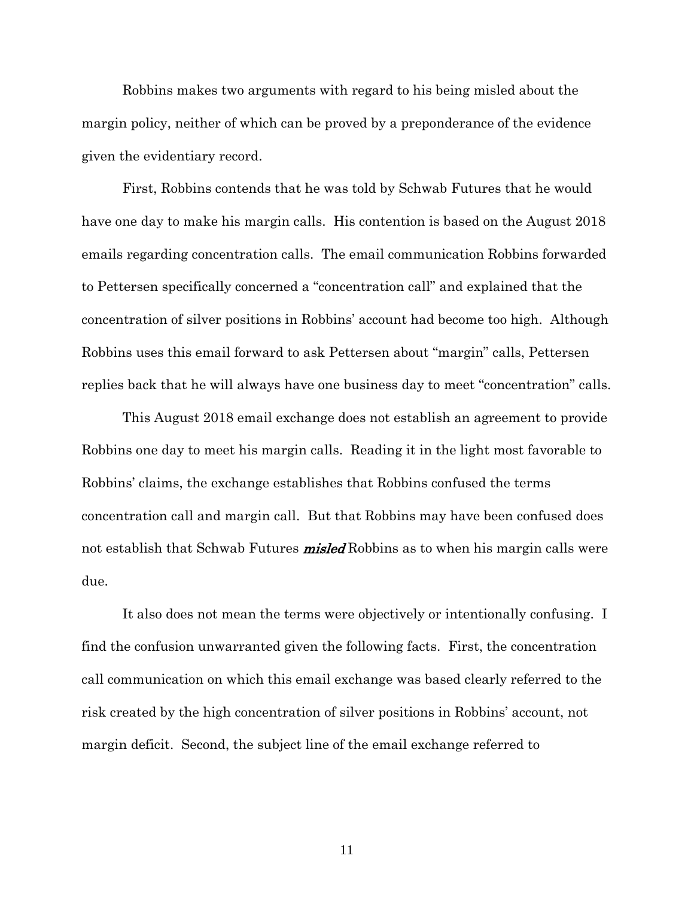Robbins makes two arguments with regard to his being misled about the margin policy, neither of which can be proved by a preponderance of the evidence given the evidentiary record.

First, Robbins contends that he was told by Schwab Futures that he would have one day to make his margin calls. His contention is based on the August 2018 emails regarding concentration calls. The email communication Robbins forwarded to Pettersen specifically concerned a "concentration call" and explained that the concentration of silver positions in Robbins' account had become too high. Although Robbins uses this email forward to ask Pettersen about "margin" calls, Pettersen replies back that he will always have one business day to meet "concentration" calls.

This August 2018 email exchange does not establish an agreement to provide Robbins one day to meet his margin calls. Reading it in the light most favorable to Robbins' claims, the exchange establishes that Robbins confused the terms concentration call and margin call. But that Robbins may have been confused does not establish that Schwab Futures ***misled*** Robbins as to when his margin calls were due.

It also does not mean the terms were objectively or intentionally confusing. I find the confusion unwarranted given the following facts. First, the concentration call communication on which this email exchange was based clearly referred to the risk created by the high concentration of silver positions in Robbins' account, not margin deficit. Second, the subject line of the email exchange referred to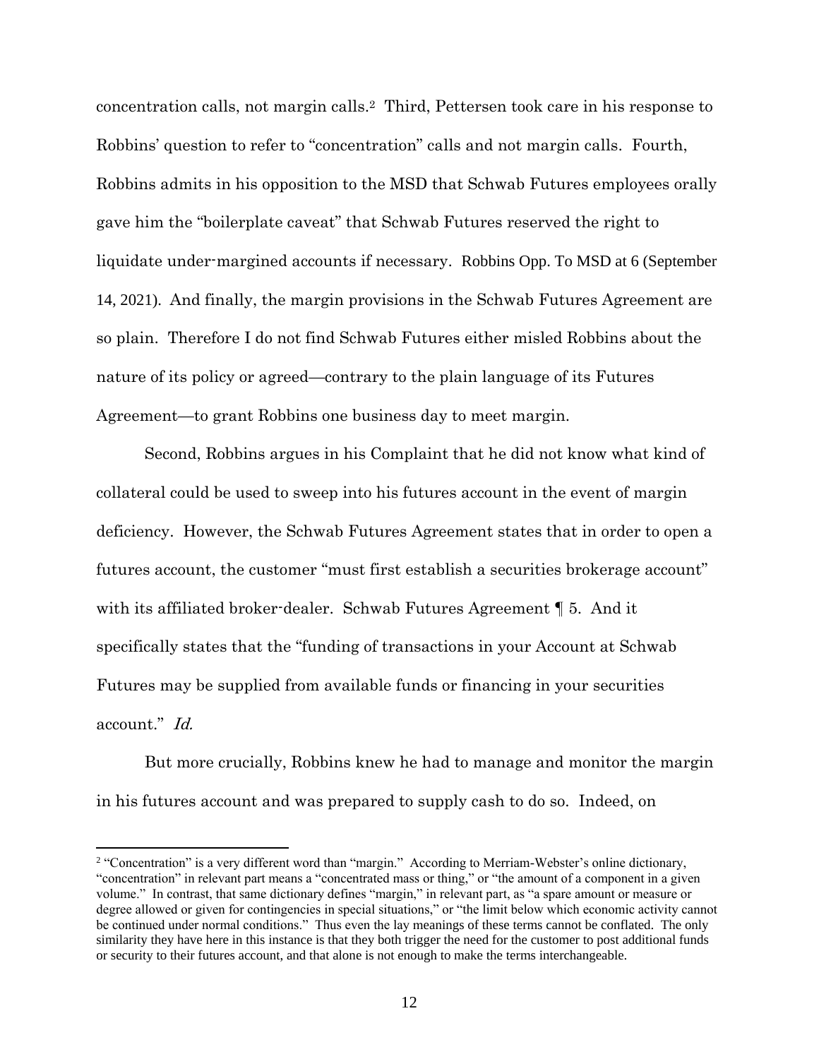concentration calls, not margin calls.[2] Third, Pettersen took care in his response to Robbins' question to refer to "concentration" calls and not margin calls. Fourth, Robbins admits in his opposition to the MSD that Schwab Futures employees orally gave him the "boilerplate caveat" that Schwab Futures reserved the right to liquidate under-margined accounts if necessary. Robbins Opp. To MSD at 6 (September 14, 2021). And finally, the margin provisions in the Schwab Futures Agreement are so plain. Therefore I do not find Schwab Futures either misled Robbins about the nature of its policy or agreed—contrary to the plain language of its Futures Agreement—to grant Robbins one business day to meet margin.

Second, Robbins argues in his Complaint that he did not know what kind of collateral could be used to sweep into his futures account in the event of margin deficiency. However, the Schwab Futures Agreement states that in order to open a futures account, the customer "must first establish a securities brokerage account" with its affiliated broker-dealer. Schwab Futures Agreement ¶ 5. And it specifically states that the "funding of transactions in your Account at Schwab Futures may be supplied from available funds or financing in your securities account." *Id.*

But more crucially, Robbins knew he had to manage and monitor the margin in his futures account and was prepared to supply cash to do so. Indeed, on

[2] "Concentration" is a very different word than "margin." According to Merriam-Webster's online dictionary, "concentration" in relevant part means a "concentrated mass or thing," or "the amount of a component in a given volume." In contrast, that same dictionary defines "margin," in relevant part, as "a spare amount or measure or degree allowed or given for contingencies in special situations," or "the limit below which economic activity cannot be continued under normal conditions." Thus even the lay meanings of these terms cannot be conflated. The only similarity they have here in this instance is that they both trigger the need for the customer to post additional funds or security to their futures account, and that alone is not enough to make the terms interchangeable.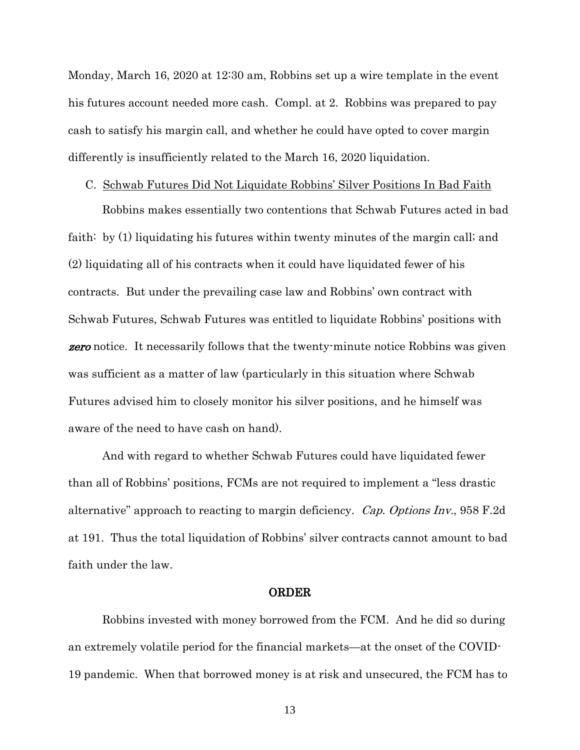Monday, March 16, 2020 at 12:30 am, Robbins set up a wire template in the event his futures account needed more cash. Compl. at 2. Robbins was prepared to pay cash to satisfy his margin call, and whether he could have opted to cover margin differently is insufficiently related to the March 16, 2020 liquidation.

C. <u>Schwab Futures Did Not Liquidate Robbins' Silver Positions In Bad Faith</u>

Robbins makes essentially two contentions that Schwab Futures acted in bad faith: by (1) liquidating his futures within twenty minutes of the margin call; and (2) liquidating all of his contracts when it could have liquidated fewer of his contracts. But under the prevailing case law and Robbins' own contract with Schwab Futures, Schwab Futures was entitled to liquidate Robbins' positions with ***zero*** notice. It necessarily follows that the twenty-minute notice Robbins was given was sufficient as a matter of law (particularly in this situation where Schwab Futures advised him to closely monitor his silver positions, and he himself was aware of the need to have cash on hand).

And with regard to whether Schwab Futures could have liquidated fewer than all of Robbins' positions, FCMs are not required to implement a "less drastic alternative" approach to reacting to margin deficiency. *Cap. Options Inv.*, 958 F.2d at 191. Thus the total liquidation of Robbins' silver contracts cannot amount to bad faith under the law.

## ORDER

Robbins invested with money borrowed from the FCM. And he did so during an extremely volatile period for the financial markets—at the onset of the COVID-19 pandemic. When that borrowed money is at risk and unsecured, the FCM has to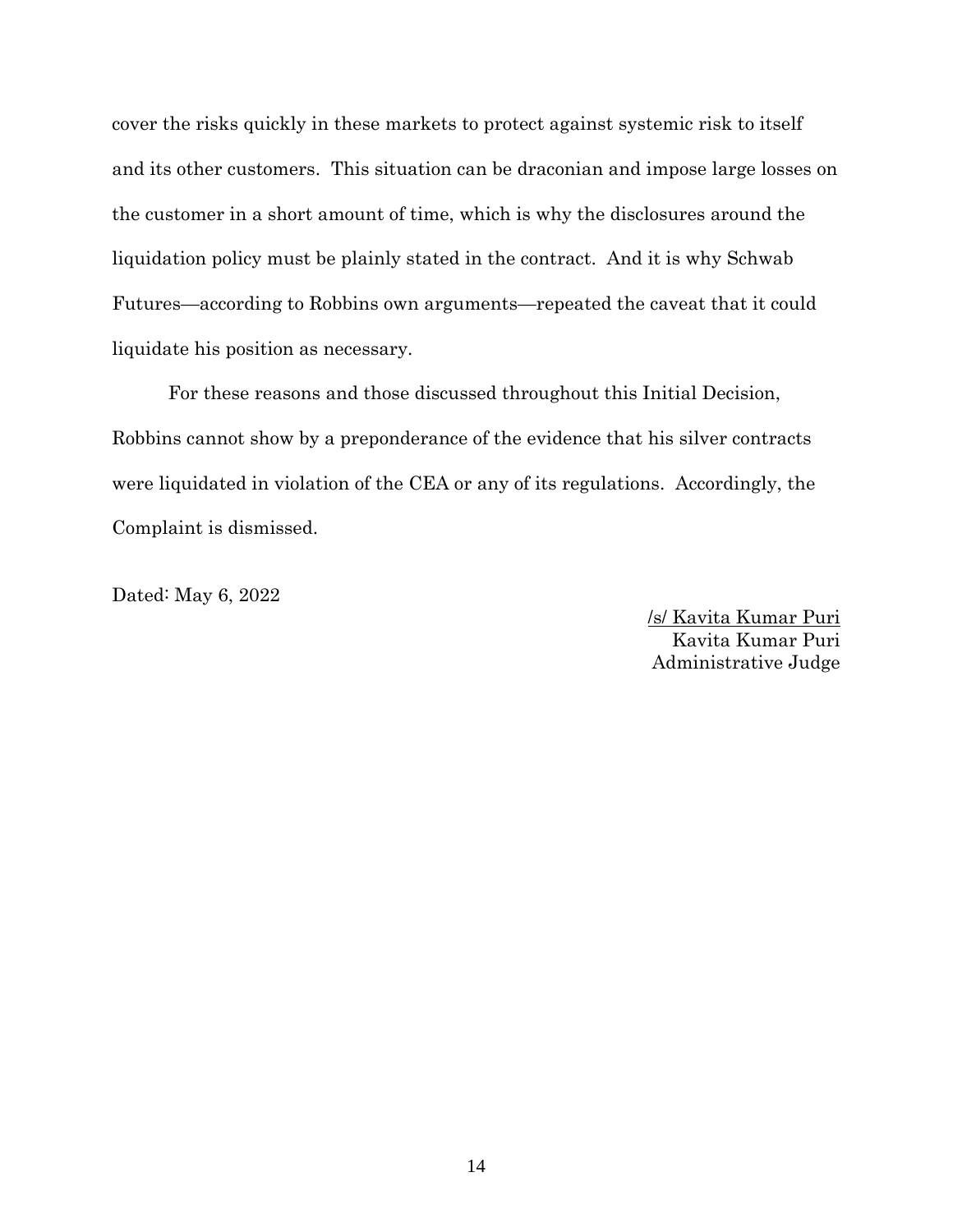cover the risks quickly in these markets to protect against systemic risk to itself and its other customers. This situation can be draconian and impose large losses on the customer in a short amount of time, which is why the disclosures around the liquidation policy must be plainly stated in the contract. And it is why Schwab Futures—according to Robbins own arguments—repeated the caveat that it could liquidate his position as necessary.

For these reasons and those discussed throughout this Initial Decision, Robbins cannot show by a preponderance of the evidence that his silver contracts were liquidated in violation of the CEA or any of its regulations. Accordingly, the Complaint is dismissed.

Dated: May 6, 2022

/s/ Kavita Kumar Puri
Kavita Kumar Puri
Administrative Judge